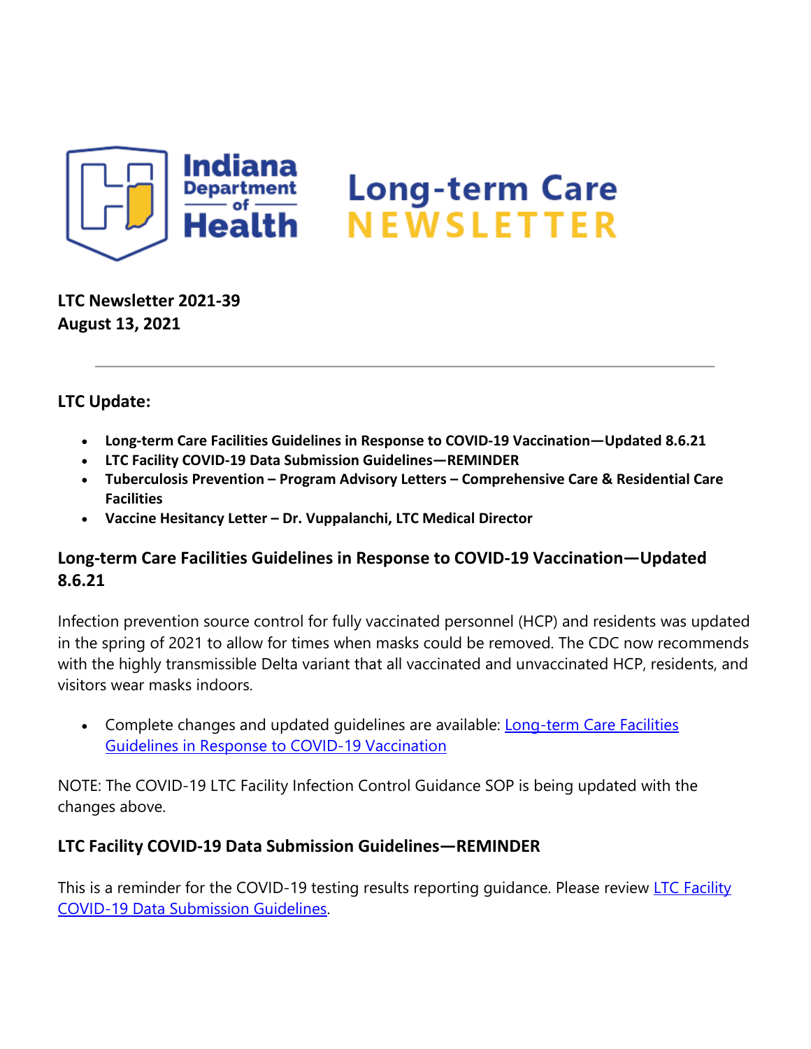# Indiana Department of Health — Long-term Care NEWSLETTER

**LTC Newsletter 2021-39**
**August 13, 2021**

---

## LTC Update:

- **Long-term Care Facilities Guidelines in Response to COVID-19 Vaccination—Updated 8.6.21**
- **LTC Facility COVID-19 Data Submission Guidelines—REMINDER**
- **Tuberculosis Prevention – Program Advisory Letters – Comprehensive Care & Residential Care Facilities**
- **Vaccine Hesitancy Letter – Dr. Vuppalanchi, LTC Medical Director**

### Long-term Care Facilities Guidelines in Response to COVID-19 Vaccination—Updated 8.6.21

Infection prevention source control for fully vaccinated personnel (HCP) and residents was updated in the spring of 2021 to allow for times when masks could be removed. The CDC now recommends with the highly transmissible Delta variant that all vaccinated and unvaccinated HCP, residents, and visitors wear masks indoors.

- Complete changes and updated guidelines are available: Long-term Care Facilities Guidelines in Response to COVID-19 Vaccination

NOTE: The COVID-19 LTC Facility Infection Control Guidance SOP is being updated with the changes above.

### LTC Facility COVID-19 Data Submission Guidelines—REMINDER

This is a reminder for the COVID-19 testing results reporting guidance. Please review LTC Facility COVID-19 Data Submission Guidelines.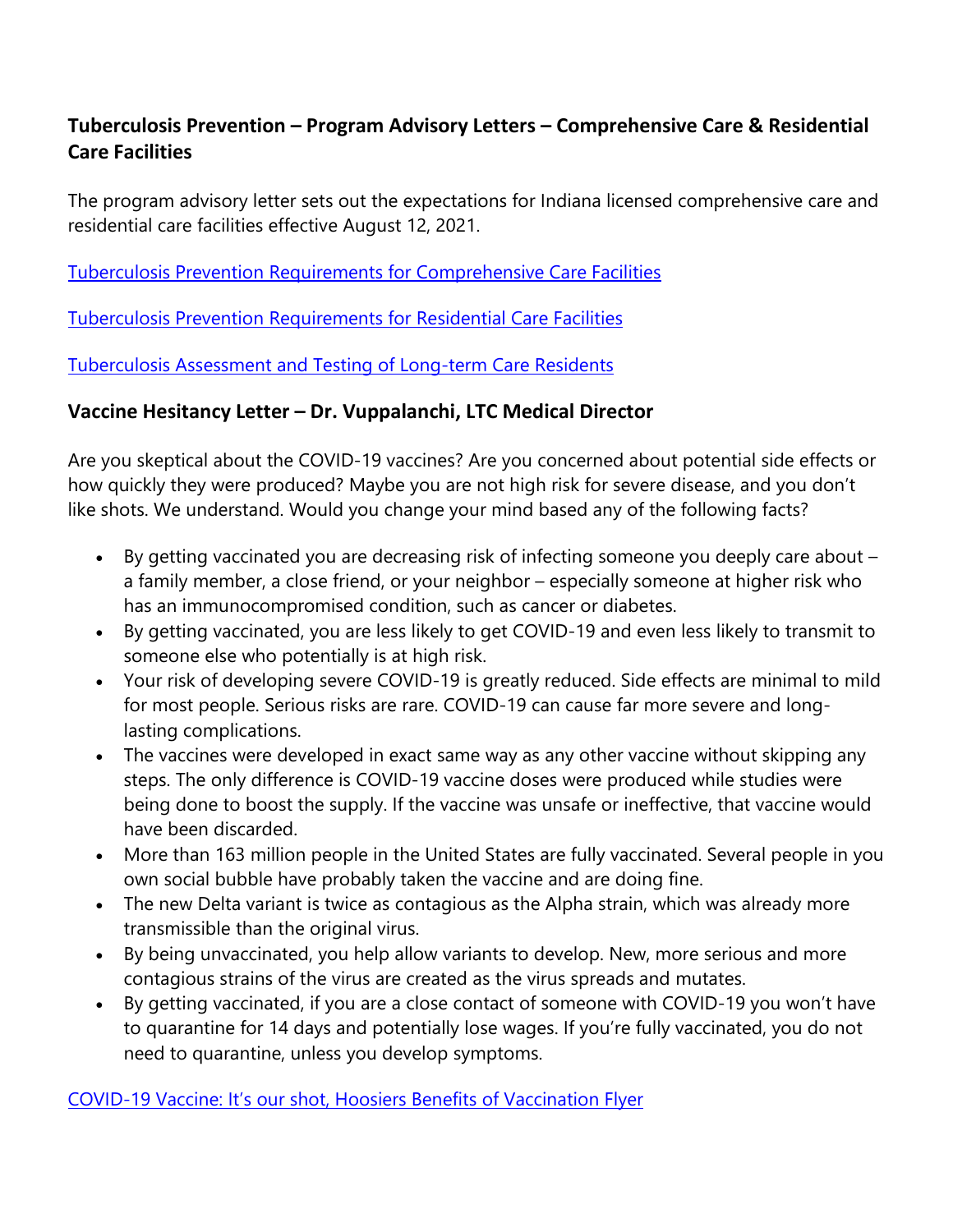### Tuberculosis Prevention – Program Advisory Letters – Comprehensive Care & Residential Care Facilities

The program advisory letter sets out the expectations for Indiana licensed comprehensive care and residential care facilities effective August 12, 2021.

[Tuberculosis Prevention Requirements for Comprehensive Care Facilities]()

[Tuberculosis Prevention Requirements for Residential Care Facilities]()

[Tuberculosis Assessment and Testing of Long-term Care Residents]()

### Vaccine Hesitancy Letter – Dr. Vuppalanchi, LTC Medical Director

Are you skeptical about the COVID-19 vaccines? Are you concerned about potential side effects or how quickly they were produced? Maybe you are not high risk for severe disease, and you don't like shots. We understand. Would you change your mind based any of the following facts?

- By getting vaccinated you are decreasing risk of infecting someone you deeply care about – a family member, a close friend, or your neighbor – especially someone at higher risk who has an immunocompromised condition, such as cancer or diabetes.
- By getting vaccinated, you are less likely to get COVID-19 and even less likely to transmit to someone else who potentially is at high risk.
- Your risk of developing severe COVID-19 is greatly reduced. Side effects are minimal to mild for most people. Serious risks are rare. COVID-19 can cause far more severe and long-lasting complications.
- The vaccines were developed in exact same way as any other vaccine without skipping any steps. The only difference is COVID-19 vaccine doses were produced while studies were being done to boost the supply. If the vaccine was unsafe or ineffective, that vaccine would have been discarded.
- More than 163 million people in the United States are fully vaccinated. Several people in you own social bubble have probably taken the vaccine and are doing fine.
- The new Delta variant is twice as contagious as the Alpha strain, which was already more transmissible than the original virus.
- By being unvaccinated, you help allow variants to develop. New, more serious and more contagious strains of the virus are created as the virus spreads and mutates.
- By getting vaccinated, if you are a close contact of someone with COVID-19 you won't have to quarantine for 14 days and potentially lose wages. If you're fully vaccinated, you do not need to quarantine, unless you develop symptoms.

[COVID-19 Vaccine: It's our shot, Hoosiers Benefits of Vaccination Flyer]()